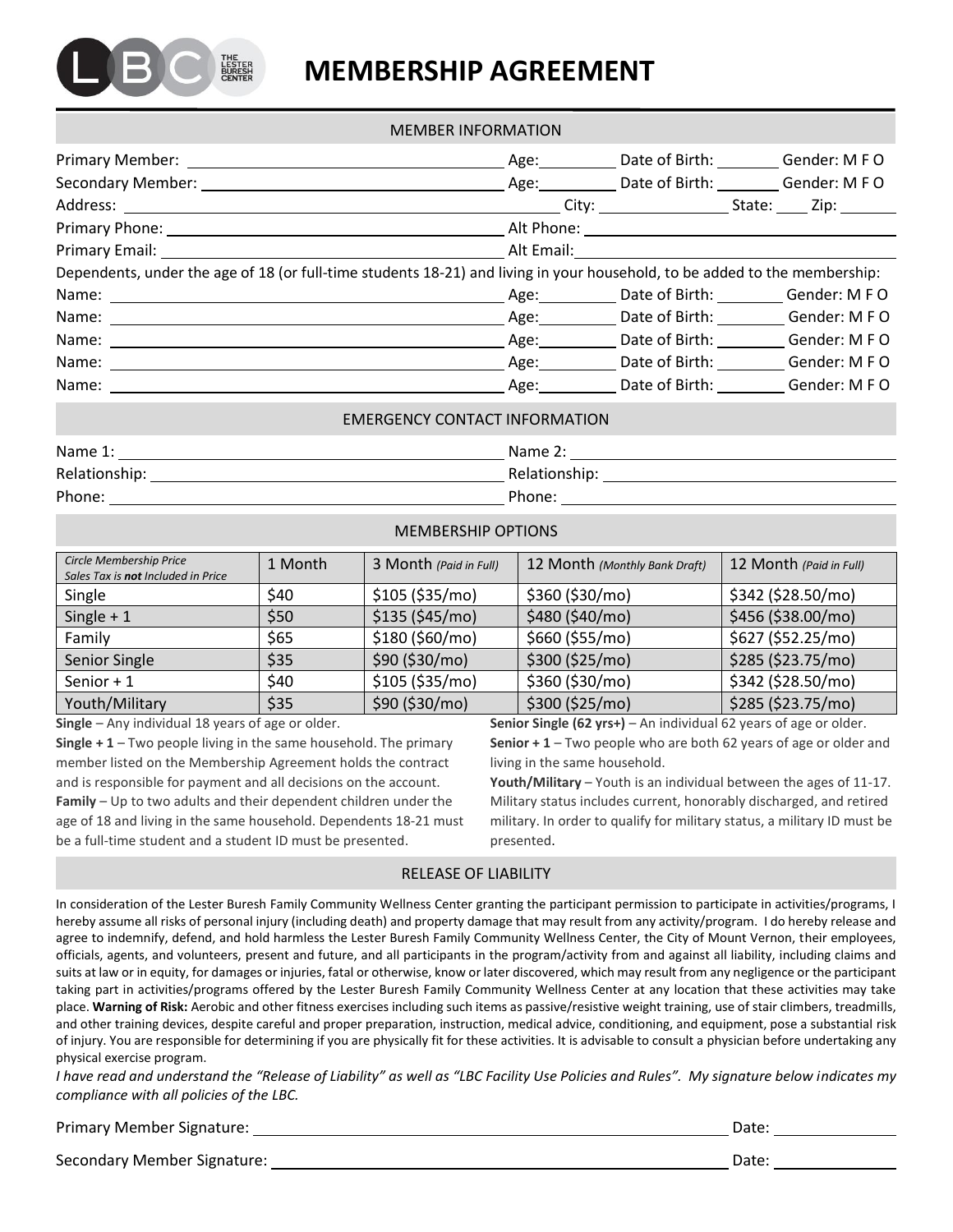# MEMBERSHIP AGREEMENT

## MEMBER INFORMATION

Primary Member: ______________________________ Age:________ Date of Birth: ________ Gender: M F O

Secondary Member: ______________________________ Age:________ Date of Birth: ________ Gender: M F O

Address: ______________________________ City: ______________ State: ____ Zip: ______

Primary Phone: ______________________________ Alt Phone: ______________________________

Primary Email: ______________________________ Alt Email: ______________________________

Dependents, under the age of 18 (or full-time students 18-21) and living in your household, to be added to the membership:

Name: ______________________________ Age:________ Date of Birth: ________ Gender: M F O

Name: ______________________________ Age:________ Date of Birth: ________ Gender: M F O

Name: ______________________________ Age:________ Date of Birth: ________ Gender: M F O

Name: ______________________________ Age:________ Date of Birth: ________ Gender: M F O

Name: ______________________________ Age:________ Date of Birth: ________ Gender: M F O

## EMERGENCY CONTACT INFORMATION

Name 1: ______________________________ Name 2: ______________________________

Relationship: ______________________________ Relationship: ______________________________

Phone: ______________________________ Phone: ______________________________

## MEMBERSHIP OPTIONS

| *Circle Membership Price* *Sales Tax is **not** Included in Price* | 1 Month | 3 Month *(Paid in Full)* | 12 Month *(Monthly Bank Draft)* | 12 Month *(Paid in Full)* |
|---|---|---|---|---|
| Single | $40 | $105 ($35/mo) | $360 ($30/mo) | $342 ($28.50/mo) |
| Single + 1 | $50 | $135 ($45/mo) | $480 ($40/mo) | $456 ($38.00/mo) |
| Family | $65 | $180 ($60/mo) | $660 ($55/mo) | $627 ($52.25/mo) |
| Senior Single | $35 | $90 ($30/mo) | $300 ($25/mo) | $285 ($23.75/mo) |
| Senior + 1 | $40 | $105 ($35/mo) | $360 ($30/mo) | $342 ($28.50/mo) |
| Youth/Military | $35 | $90 ($30/mo) | $300 ($25/mo) | $285 ($23.75/mo) |

**Single** – Any individual 18 years of age or older.

**Single + 1** – Two people living in the same household. The primary member listed on the Membership Agreement holds the contract and is responsible for payment and all decisions on the account.

**Family** – Up to two adults and their dependent children under the age of 18 and living in the same household. Dependents 18-21 must be a full-time student and a student ID must be presented.

**Senior Single (62 yrs+)** – An individual 62 years of age or older.

**Senior + 1** – Two people who are both 62 years of age or older and living in the same household.

**Youth/Military** – Youth is an individual between the ages of 11-17. Military status includes current, honorably discharged, and retired military. In order to qualify for military status, a military ID must be presented.

## RELEASE OF LIABILITY

In consideration of the Lester Buresh Family Community Wellness Center granting the participant permission to participate in activities/programs, I hereby assume all risks of personal injury (including death) and property damage that may result from any activity/program. I do hereby release and agree to indemnify, defend, and hold harmless the Lester Buresh Family Community Wellness Center, the City of Mount Vernon, their employees, officials, agents, and volunteers, present and future, and all participants in the program/activity from and against all liability, including claims and suits at law or in equity, for damages or injuries, fatal or otherwise, know or later discovered, which may result from any negligence or the participant taking part in activities/programs offered by the Lester Buresh Family Community Wellness Center at any location that these activities may take place. **Warning of Risk:** Aerobic and other fitness exercises including such items as passive/resistive weight training, use of stair climbers, treadmills, and other training devices, despite careful and proper preparation, instruction, medical advice, conditioning, and equipment, pose a substantial risk of injury. You are responsible for determining if you are physically fit for these activities. It is advisable to consult a physician before undertaking any physical exercise program.

*I have read and understand the "Release of Liability" as well as "LBC Facility Use Policies and Rules". My signature below indicates my compliance with all policies of the LBC.*

Primary Member Signature: ______________________________ Date: ____________

Secondary Member Signature: ______________________________ Date: ____________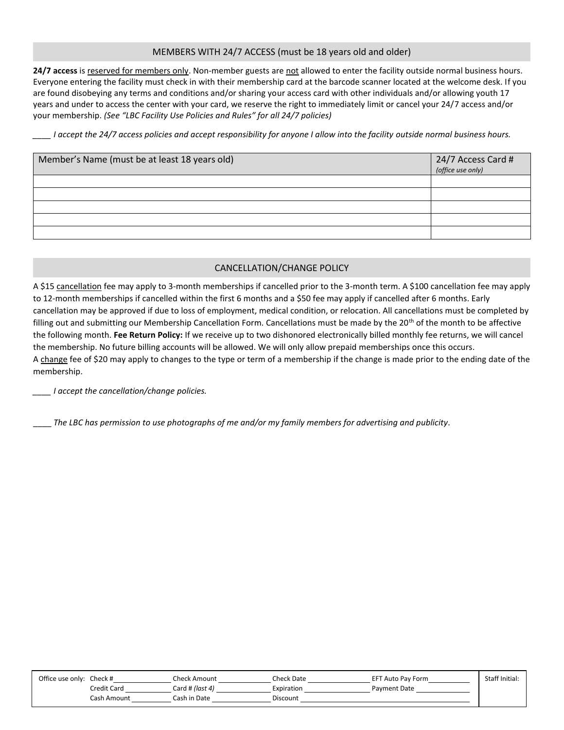## MEMBERS WITH 24/7 ACCESS (must be 18 years old and older)

**24/7 access** is reserved for members only. Non-member guests are not allowed to enter the facility outside normal business hours. Everyone entering the facility must check in with their membership card at the barcode scanner located at the welcome desk. If you are found disobeying any terms and conditions and/or sharing your access card with other individuals and/or allowing youth 17 years and under to access the center with your card, we reserve the right to immediately limit or cancel your 24/7 access and/or your membership. *(See "LBC Facility Use Policies and Rules" for all 24/7 policies)*

____ *I accept the 24/7 access policies and accept responsibility for anyone I allow into the facility outside normal business hours.*

| Member's Name (must be at least 18 years old) | 24/7 Access Card # *(office use only)* |
|---|---|
| | |
| | |
| | |
| | |
| | |

## CANCELLATION/CHANGE POLICY

A $15 cancellation fee may apply to 3-month memberships if cancelled prior to the 3-month term. A $100 cancellation fee may apply to 12-month memberships if cancelled within the first 6 months and a $50 fee may apply if cancelled after 6 months. Early cancellation may be approved if due to loss of employment, medical condition, or relocation. All cancellations must be completed by filling out and submitting our Membership Cancellation Form. Cancellations must be made by the 20th of the month to be affective the following month. **Fee Return Policy:** If we receive up to two dishonored electronically billed monthly fee returns, we will cancel the membership. No future billing accounts will be allowed. We will only allow prepaid memberships once this occurs.
A change fee of $20 may apply to changes to the type or term of a membership if the change is made prior to the ending date of the membership.

____ *I accept the cancellation/change policies.*

____ *The LBC has permission to use photographs of me and/or my family members for advertising and publicity.*

| | | | | | |
|---|---|---|---|---|---|
| Office use only: | Check # ________ | Check Amount ________ | Check Date ________ | EFT Auto Pay Form ________ | Staff Initial: |
| | Credit Card ________ | Card # *(last 4)* ________ | Expiration ________ | Payment Date ________ | |
| | Cash Amount ________ | Cash in Date ________ | Discount ________ | | |